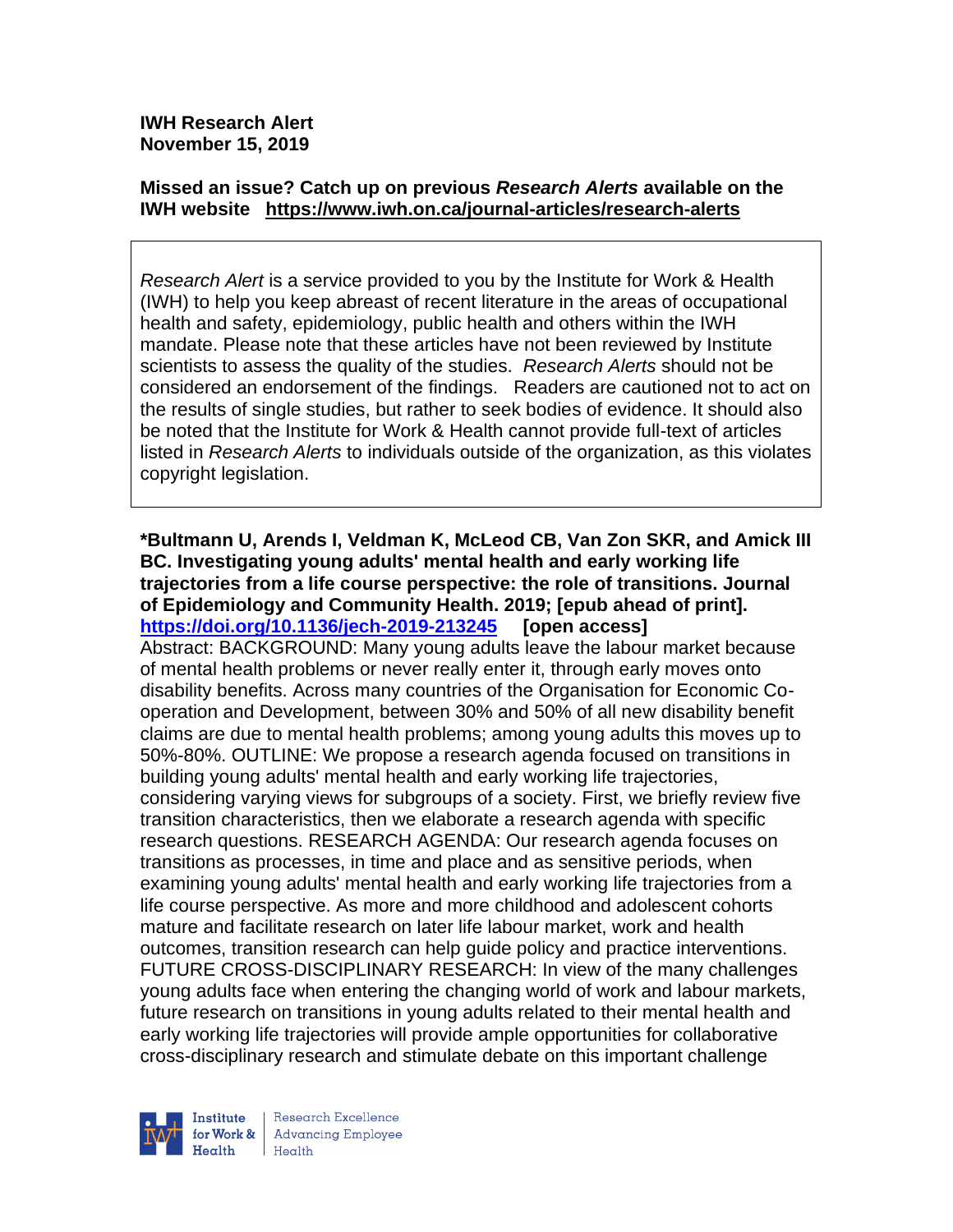**IWH Research Alert**
**November 15, 2019**

**Missed an issue? Catch up on previous *Research Alerts* available on the IWH website https://www.iwh.on.ca/journal-articles/research-alerts**

*Research Alert* is a service provided to you by the Institute for Work & Health (IWH) to help you keep abreast of recent literature in the areas of occupational health and safety, epidemiology, public health and others within the IWH mandate. Please note that these articles have not been reviewed by Institute scientists to assess the quality of the studies. *Research Alerts* should not be considered an endorsement of the findings. Readers are cautioned not to act on the results of single studies, but rather to seek bodies of evidence. It should also be noted that the Institute for Work & Health cannot provide full-text of articles listed in *Research Alerts* to individuals outside of the organization, as this violates copyright legislation.

**\*Bultmann U, Arends I, Veldman K, McLeod CB, Van Zon SKR, and Amick III BC. Investigating young adults' mental health and early working life trajectories from a life course perspective: the role of transitions. Journal of Epidemiology and Community Health. 2019; [epub ahead of print]. https://doi.org/10.1136/jech-2019-213245 [open access]**

Abstract: BACKGROUND: Many young adults leave the labour market because of mental health problems or never really enter it, through early moves onto disability benefits. Across many countries of the Organisation for Economic Co-operation and Development, between 30% and 50% of all new disability benefit claims are due to mental health problems; among young adults this moves up to 50%-80%. OUTLINE: We propose a research agenda focused on transitions in building young adults' mental health and early working life trajectories, considering varying views for subgroups of a society. First, we briefly review five transition characteristics, then we elaborate a research agenda with specific research questions. RESEARCH AGENDA: Our research agenda focuses on transitions as processes, in time and place and as sensitive periods, when examining young adults' mental health and early working life trajectories from a life course perspective. As more and more childhood and adolescent cohorts mature and facilitate research on later life labour market, work and health outcomes, transition research can help guide policy and practice interventions. FUTURE CROSS-DISCIPLINARY RESEARCH: In view of the many challenges young adults face when entering the changing world of work and labour markets, future research on transitions in young adults related to their mental health and early working life trajectories will provide ample opportunities for collaborative cross-disciplinary research and stimulate debate on this important challenge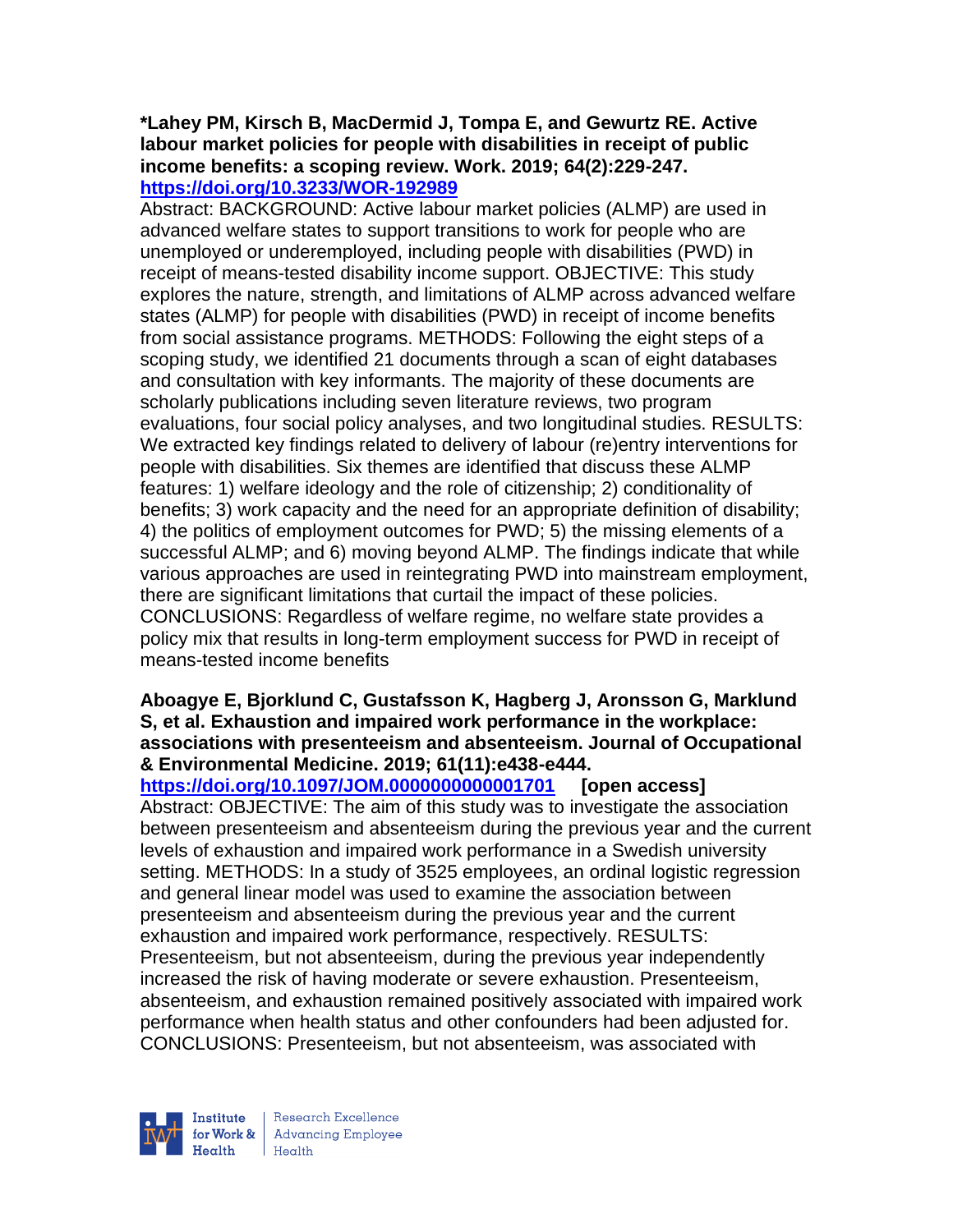**\*Lahey PM, Kirsch B, MacDermid J, Tompa E, and Gewurtz RE. Active labour market policies for people with disabilities in receipt of public income benefits: a scoping review. Work. 2019; 64(2):229-247.** **https://doi.org/10.3233/WOR-192989**

Abstract: BACKGROUND: Active labour market policies (ALMP) are used in advanced welfare states to support transitions to work for people who are unemployed or underemployed, including people with disabilities (PWD) in receipt of means-tested disability income support. OBJECTIVE: This study explores the nature, strength, and limitations of ALMP across advanced welfare states (ALMP) for people with disabilities (PWD) in receipt of income benefits from social assistance programs. METHODS: Following the eight steps of a scoping study, we identified 21 documents through a scan of eight databases and consultation with key informants. The majority of these documents are scholarly publications including seven literature reviews, two program evaluations, four social policy analyses, and two longitudinal studies. RESULTS: We extracted key findings related to delivery of labour (re)entry interventions for people with disabilities. Six themes are identified that discuss these ALMP features: 1) welfare ideology and the role of citizenship; 2) conditionality of benefits; 3) work capacity and the need for an appropriate definition of disability; 4) the politics of employment outcomes for PWD; 5) the missing elements of a successful ALMP; and 6) moving beyond ALMP. The findings indicate that while various approaches are used in reintegrating PWD into mainstream employment, there are significant limitations that curtail the impact of these policies. CONCLUSIONS: Regardless of welfare regime, no welfare state provides a policy mix that results in long-term employment success for PWD in receipt of means-tested income benefits

**Aboagye E, Bjorklund C, Gustafsson K, Hagberg J, Aronsson G, Marklund S, et al. Exhaustion and impaired work performance in the workplace: associations with presenteeism and absenteeism. Journal of Occupational & Environmental Medicine. 2019; 61(11):e438-e444.** **https://doi.org/10.1097/JOM.0000000000001701** **[open access]**

Abstract: OBJECTIVE: The aim of this study was to investigate the association between presenteeism and absenteeism during the previous year and the current levels of exhaustion and impaired work performance in a Swedish university setting. METHODS: In a study of 3525 employees, an ordinal logistic regression and general linear model was used to examine the association between presenteeism and absenteeism during the previous year and the current exhaustion and impaired work performance, respectively. RESULTS: Presenteeism, but not absenteeism, during the previous year independently increased the risk of having moderate or severe exhaustion. Presenteeism, absenteeism, and exhaustion remained positively associated with impaired work performance when health status and other confounders had been adjusted for. CONCLUSIONS: Presenteeism, but not absenteeism, was associated with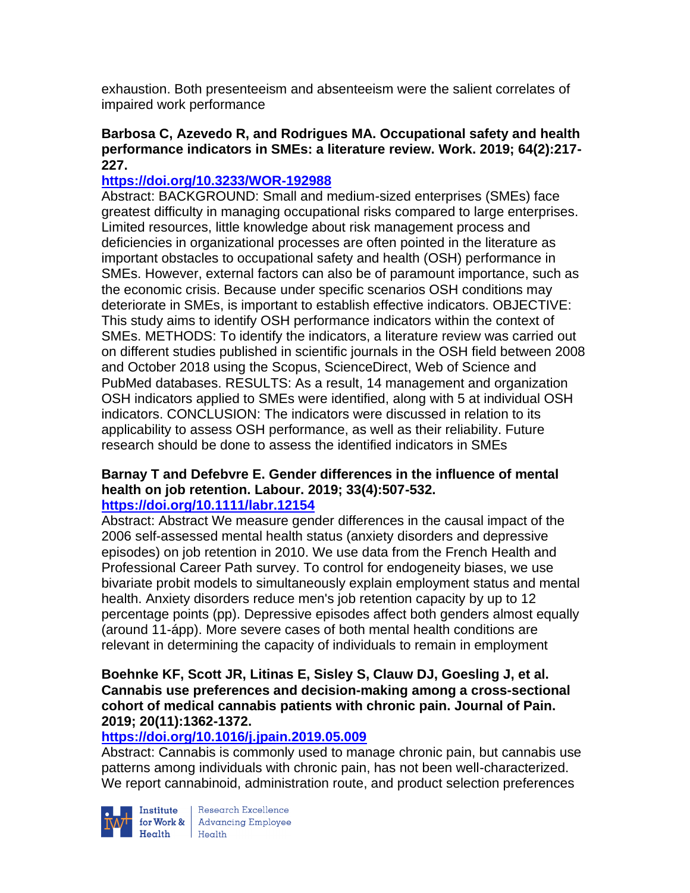exhaustion. Both presenteeism and absenteeism were the salient correlates of impaired work performance

**Barbosa C, Azevedo R, and Rodrigues MA. Occupational safety and health performance indicators in SMEs: a literature review. Work. 2019; 64(2):217-227.**
**https://doi.org/10.3233/WOR-192988**
Abstract: BACKGROUND: Small and medium-sized enterprises (SMEs) face greatest difficulty in managing occupational risks compared to large enterprises. Limited resources, little knowledge about risk management process and deficiencies in organizational processes are often pointed in the literature as important obstacles to occupational safety and health (OSH) performance in SMEs. However, external factors can also be of paramount importance, such as the economic crisis. Because under specific scenarios OSH conditions may deteriorate in SMEs, is important to establish effective indicators. OBJECTIVE: This study aims to identify OSH performance indicators within the context of SMEs. METHODS: To identify the indicators, a literature review was carried out on different studies published in scientific journals in the OSH field between 2008 and October 2018 using the Scopus, ScienceDirect, Web of Science and PubMed databases. RESULTS: As a result, 14 management and organization OSH indicators applied to SMEs were identified, along with 5 at individual OSH indicators. CONCLUSION: The indicators were discussed in relation to its applicability to assess OSH performance, as well as their reliability. Future research should be done to assess the identified indicators in SMEs

**Barnay T and Defebvre E. Gender differences in the influence of mental health on job retention. Labour. 2019; 33(4):507-532.**
**https://doi.org/10.1111/labr.12154**
Abstract: Abstract We measure gender differences in the causal impact of the 2006 self-assessed mental health status (anxiety disorders and depressive episodes) on job retention in 2010. We use data from the French Health and Professional Career Path survey. To control for endogeneity biases, we use bivariate probit models to simultaneously explain employment status and mental health. Anxiety disorders reduce men's job retention capacity by up to 12 percentage points (pp). Depressive episodes affect both genders almost equally (around 11-ápp). More severe cases of both mental health conditions are relevant in determining the capacity of individuals to remain in employment

**Boehnke KF, Scott JR, Litinas E, Sisley S, Clauw DJ, Goesling J, et al. Cannabis use preferences and decision-making among a cross-sectional cohort of medical cannabis patients with chronic pain. Journal of Pain. 2019; 20(11):1362-1372.**
**https://doi.org/10.1016/j.jpain.2019.05.009**
Abstract: Cannabis is commonly used to manage chronic pain, but cannabis use patterns among individuals with chronic pain, has not been well-characterized. We report cannabinoid, administration route, and product selection preferences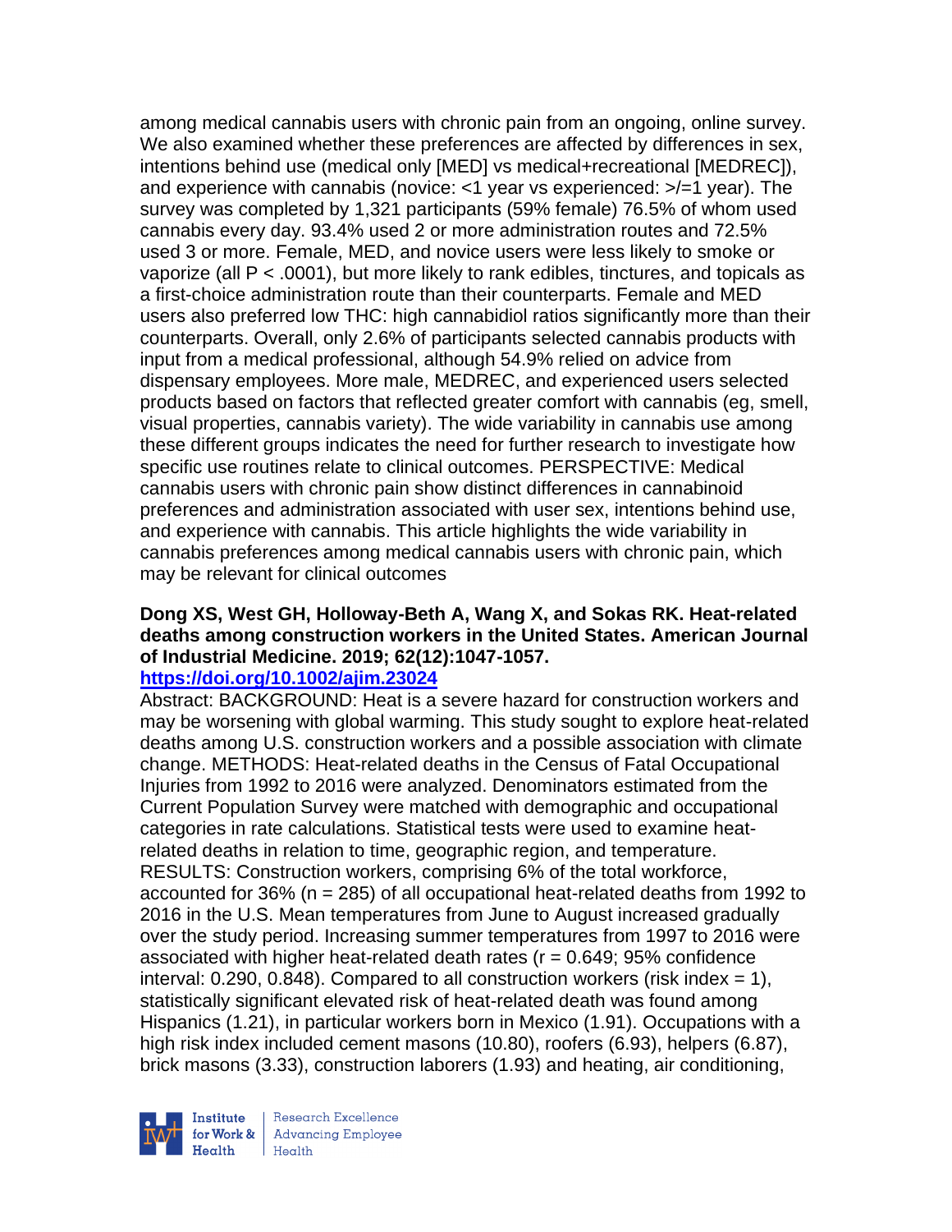among medical cannabis users with chronic pain from an ongoing, online survey. We also examined whether these preferences are affected by differences in sex, intentions behind use (medical only [MED] vs medical+recreational [MEDREC]), and experience with cannabis (novice: <1 year vs experienced: >/=1 year). The survey was completed by 1,321 participants (59% female) 76.5% of whom used cannabis every day. 93.4% used 2 or more administration routes and 72.5% used 3 or more. Female, MED, and novice users were less likely to smoke or vaporize (all P < .0001), but more likely to rank edibles, tinctures, and topicals as a first-choice administration route than their counterparts. Female and MED users also preferred low THC: high cannabidiol ratios significantly more than their counterparts. Overall, only 2.6% of participants selected cannabis products with input from a medical professional, although 54.9% relied on advice from dispensary employees. More male, MEDREC, and experienced users selected products based on factors that reflected greater comfort with cannabis (eg, smell, visual properties, cannabis variety). The wide variability in cannabis use among these different groups indicates the need for further research to investigate how specific use routines relate to clinical outcomes. PERSPECTIVE: Medical cannabis users with chronic pain show distinct differences in cannabinoid preferences and administration associated with user sex, intentions behind use, and experience with cannabis. This article highlights the wide variability in cannabis preferences among medical cannabis users with chronic pain, which may be relevant for clinical outcomes

**Dong XS, West GH, Holloway-Beth A, Wang X, and Sokas RK. Heat-related deaths among construction workers in the United States. American Journal of Industrial Medicine. 2019; 62(12):1047-1057.**

**https://doi.org/10.1002/ajim.23024**

Abstract: BACKGROUND: Heat is a severe hazard for construction workers and may be worsening with global warming. This study sought to explore heat-related deaths among U.S. construction workers and a possible association with climate change. METHODS: Heat-related deaths in the Census of Fatal Occupational Injuries from 1992 to 2016 were analyzed. Denominators estimated from the Current Population Survey were matched with demographic and occupational categories in rate calculations. Statistical tests were used to examine heat-related deaths in relation to time, geographic region, and temperature. RESULTS: Construction workers, comprising 6% of the total workforce, accounted for 36% (n = 285) of all occupational heat-related deaths from 1992 to 2016 in the U.S. Mean temperatures from June to August increased gradually over the study period. Increasing summer temperatures from 1997 to 2016 were associated with higher heat-related death rates (r = 0.649; 95% confidence interval: 0.290, 0.848). Compared to all construction workers (risk index = 1), statistically significant elevated risk of heat-related death was found among Hispanics (1.21), in particular workers born in Mexico (1.91). Occupations with a high risk index included cement masons (10.80), roofers (6.93), helpers (6.87), brick masons (3.33), construction laborers (1.93) and heating, air conditioning,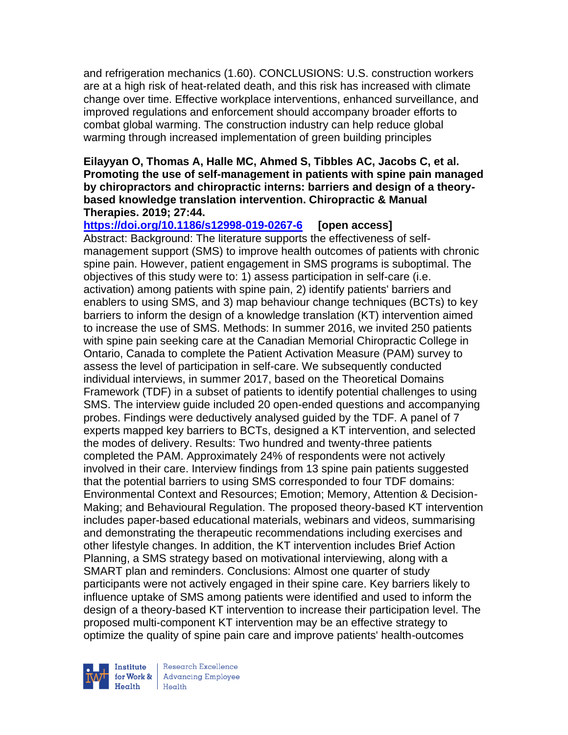and refrigeration mechanics (1.60). CONCLUSIONS: U.S. construction workers are at a high risk of heat-related death, and this risk has increased with climate change over time. Effective workplace interventions, enhanced surveillance, and improved regulations and enforcement should accompany broader efforts to combat global warming. The construction industry can help reduce global warming through increased implementation of green building principles

**Eilayyan O, Thomas A, Halle MC, Ahmed S, Tibbles AC, Jacobs C, et al. Promoting the use of self-management in patients with spine pain managed by chiropractors and chiropractic interns: barriers and design of a theory-based knowledge translation intervention. Chiropractic & Manual Therapies. 2019; 27:44.**

**https://doi.org/10.1186/s12998-019-0267-6 [open access]**

Abstract: Background: The literature supports the effectiveness of self-management support (SMS) to improve health outcomes of patients with chronic spine pain. However, patient engagement in SMS programs is suboptimal. The objectives of this study were to: 1) assess participation in self-care (i.e. activation) among patients with spine pain, 2) identify patients' barriers and enablers to using SMS, and 3) map behaviour change techniques (BCTs) to key barriers to inform the design of a knowledge translation (KT) intervention aimed to increase the use of SMS. Methods: In summer 2016, we invited 250 patients with spine pain seeking care at the Canadian Memorial Chiropractic College in Ontario, Canada to complete the Patient Activation Measure (PAM) survey to assess the level of participation in self-care. We subsequently conducted individual interviews, in summer 2017, based on the Theoretical Domains Framework (TDF) in a subset of patients to identify potential challenges to using SMS. The interview guide included 20 open-ended questions and accompanying probes. Findings were deductively analysed guided by the TDF. A panel of 7 experts mapped key barriers to BCTs, designed a KT intervention, and selected the modes of delivery. Results: Two hundred and twenty-three patients completed the PAM. Approximately 24% of respondents were not actively involved in their care. Interview findings from 13 spine pain patients suggested that the potential barriers to using SMS corresponded to four TDF domains: Environmental Context and Resources; Emotion; Memory, Attention & Decision-Making; and Behavioural Regulation. The proposed theory-based KT intervention includes paper-based educational materials, webinars and videos, summarising and demonstrating the therapeutic recommendations including exercises and other lifestyle changes. In addition, the KT intervention includes Brief Action Planning, a SMS strategy based on motivational interviewing, along with a SMART plan and reminders. Conclusions: Almost one quarter of study participants were not actively engaged in their spine care. Key barriers likely to influence uptake of SMS among patients were identified and used to inform the design of a theory-based KT intervention to increase their participation level. The proposed multi-component KT intervention may be an effective strategy to optimize the quality of spine pain care and improve patients' health-outcomes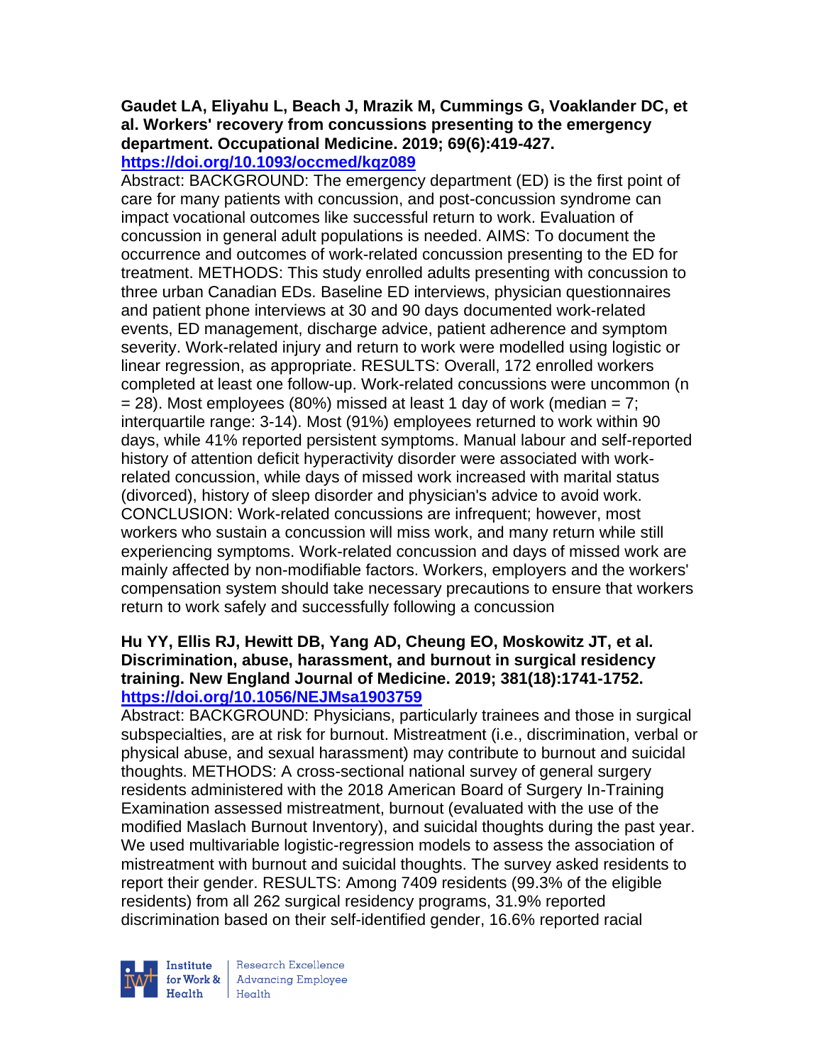**Gaudet LA, Eliyahu L, Beach J, Mrazik M, Cummings G, Voaklander DC, et al. Workers' recovery from concussions presenting to the emergency department. Occupational Medicine. 2019; 69(6):419-427.**
**https://doi.org/10.1093/occmed/kqz089**

Abstract: BACKGROUND: The emergency department (ED) is the first point of care for many patients with concussion, and post-concussion syndrome can impact vocational outcomes like successful return to work. Evaluation of concussion in general adult populations is needed. AIMS: To document the occurrence and outcomes of work-related concussion presenting to the ED for treatment. METHODS: This study enrolled adults presenting with concussion to three urban Canadian EDs. Baseline ED interviews, physician questionnaires and patient phone interviews at 30 and 90 days documented work-related events, ED management, discharge advice, patient adherence and symptom severity. Work-related injury and return to work were modelled using logistic or linear regression, as appropriate. RESULTS: Overall, 172 enrolled workers completed at least one follow-up. Work-related concussions were uncommon (n = 28). Most employees (80%) missed at least 1 day of work (median = 7; interquartile range: 3-14). Most (91%) employees returned to work within 90 days, while 41% reported persistent symptoms. Manual labour and self-reported history of attention deficit hyperactivity disorder were associated with work-related concussion, while days of missed work increased with marital status (divorced), history of sleep disorder and physician's advice to avoid work. CONCLUSION: Work-related concussions are infrequent; however, most workers who sustain a concussion will miss work, and many return while still experiencing symptoms. Work-related concussion and days of missed work are mainly affected by non-modifiable factors. Workers, employers and the workers' compensation system should take necessary precautions to ensure that workers return to work safely and successfully following a concussion

**Hu YY, Ellis RJ, Hewitt DB, Yang AD, Cheung EO, Moskowitz JT, et al. Discrimination, abuse, harassment, and burnout in surgical residency training. New England Journal of Medicine. 2019; 381(18):1741-1752.**
**https://doi.org/10.1056/NEJMsa1903759**

Abstract: BACKGROUND: Physicians, particularly trainees and those in surgical subspecialties, are at risk for burnout. Mistreatment (i.e., discrimination, verbal or physical abuse, and sexual harassment) may contribute to burnout and suicidal thoughts. METHODS: A cross-sectional national survey of general surgery residents administered with the 2018 American Board of Surgery In-Training Examination assessed mistreatment, burnout (evaluated with the use of the modified Maslach Burnout Inventory), and suicidal thoughts during the past year. We used multivariable logistic-regression models to assess the association of mistreatment with burnout and suicidal thoughts. The survey asked residents to report their gender. RESULTS: Among 7409 residents (99.3% of the eligible residents) from all 262 surgical residency programs, 31.9% reported discrimination based on their self-identified gender, 16.6% reported racial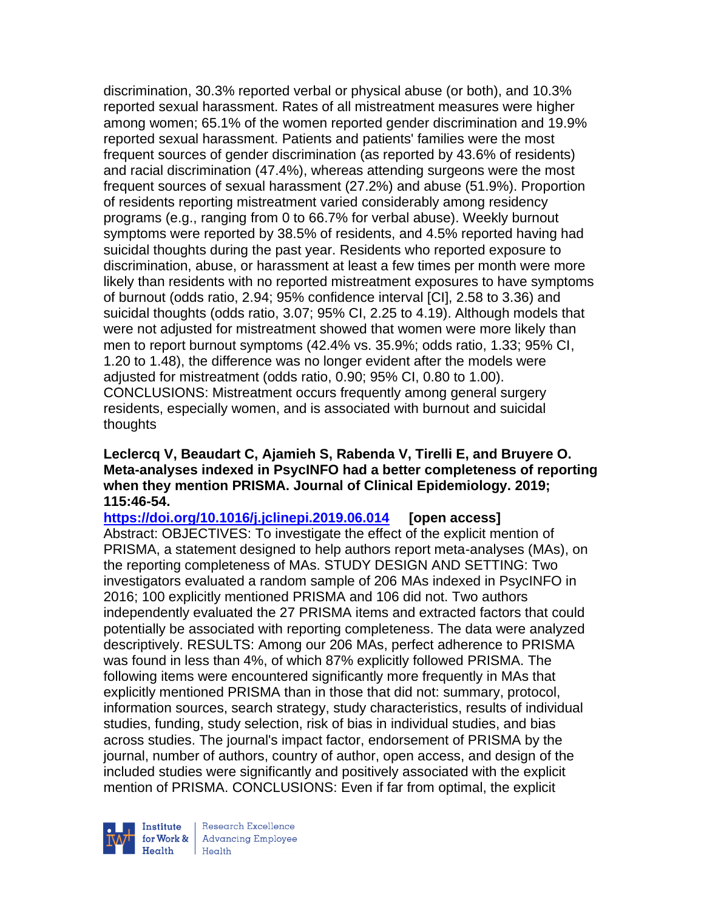discrimination, 30.3% reported verbal or physical abuse (or both), and 10.3% reported sexual harassment. Rates of all mistreatment measures were higher among women; 65.1% of the women reported gender discrimination and 19.9% reported sexual harassment. Patients and patients' families were the most frequent sources of gender discrimination (as reported by 43.6% of residents) and racial discrimination (47.4%), whereas attending surgeons were the most frequent sources of sexual harassment (27.2%) and abuse (51.9%). Proportion of residents reporting mistreatment varied considerably among residency programs (e.g., ranging from 0 to 66.7% for verbal abuse). Weekly burnout symptoms were reported by 38.5% of residents, and 4.5% reported having had suicidal thoughts during the past year. Residents who reported exposure to discrimination, abuse, or harassment at least a few times per month were more likely than residents with no reported mistreatment exposures to have symptoms of burnout (odds ratio, 2.94; 95% confidence interval [CI], 2.58 to 3.36) and suicidal thoughts (odds ratio, 3.07; 95% CI, 2.25 to 4.19). Although models that were not adjusted for mistreatment showed that women were more likely than men to report burnout symptoms (42.4% vs. 35.9%; odds ratio, 1.33; 95% CI, 1.20 to 1.48), the difference was no longer evident after the models were adjusted for mistreatment (odds ratio, 0.90; 95% CI, 0.80 to 1.00). CONCLUSIONS: Mistreatment occurs frequently among general surgery residents, especially women, and is associated with burnout and suicidal thoughts

**Leclercq V, Beaudart C, Ajamieh S, Rabenda V, Tirelli E, and Bruyere O. Meta-analyses indexed in PsycINFO had a better completeness of reporting when they mention PRISMA. Journal of Clinical Epidemiology. 2019; 115:46-54.**

**https://doi.org/10.1016/j.jclinepi.2019.06.014 [open access]**

Abstract: OBJECTIVES: To investigate the effect of the explicit mention of PRISMA, a statement designed to help authors report meta-analyses (MAs), on the reporting completeness of MAs. STUDY DESIGN AND SETTING: Two investigators evaluated a random sample of 206 MAs indexed in PsycINFO in 2016; 100 explicitly mentioned PRISMA and 106 did not. Two authors independently evaluated the 27 PRISMA items and extracted factors that could potentially be associated with reporting completeness. The data were analyzed descriptively. RESULTS: Among our 206 MAs, perfect adherence to PRISMA was found in less than 4%, of which 87% explicitly followed PRISMA. The following items were encountered significantly more frequently in MAs that explicitly mentioned PRISMA than in those that did not: summary, protocol, information sources, search strategy, study characteristics, results of individual studies, funding, study selection, risk of bias in individual studies, and bias across studies. The journal's impact factor, endorsement of PRISMA by the journal, number of authors, country of author, open access, and design of the included studies were significantly and positively associated with the explicit mention of PRISMA. CONCLUSIONS: Even if far from optimal, the explicit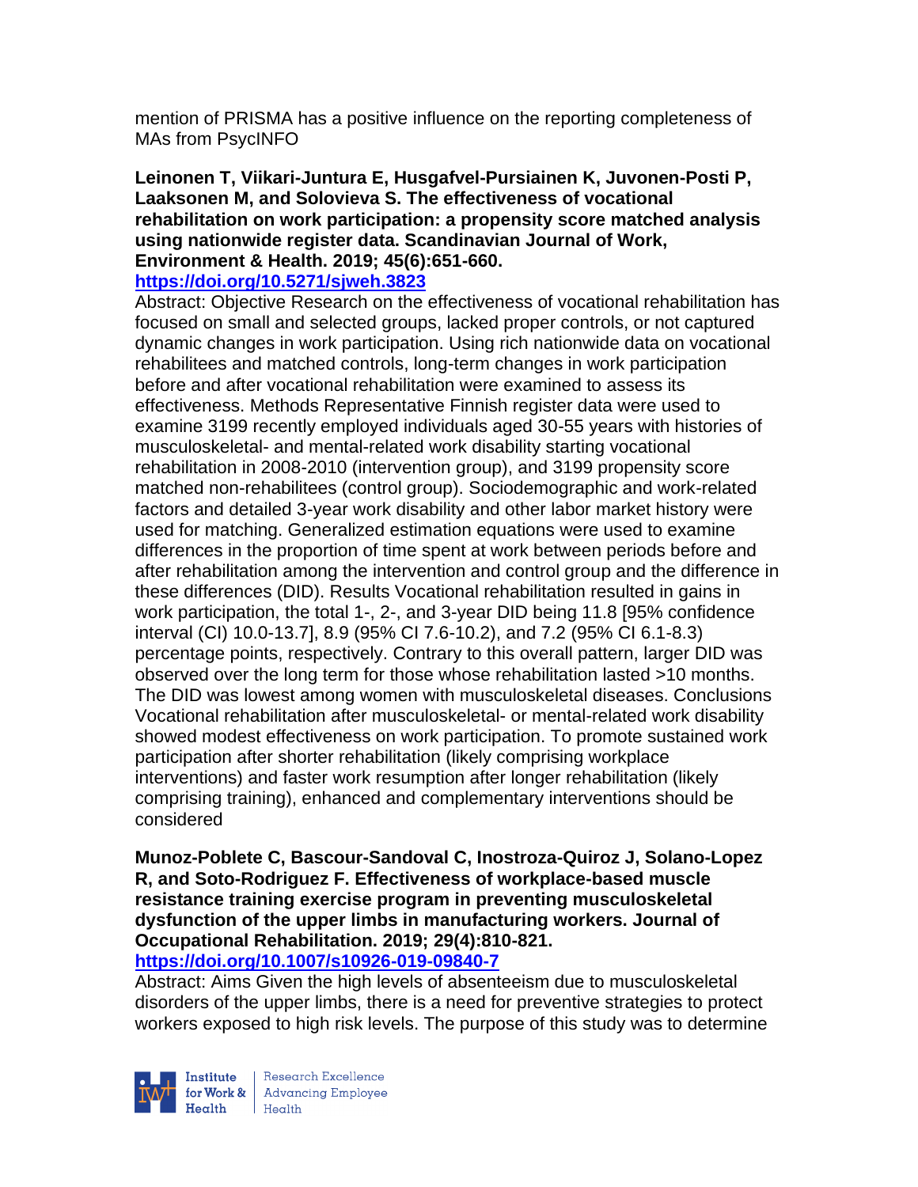mention of PRISMA has a positive influence on the reporting completeness of MAs from PsycINFO

**Leinonen T, Viikari-Juntura E, Husgafvel-Pursiainen K, Juvonen-Posti P, Laaksonen M, and Solovieva S. The effectiveness of vocational rehabilitation on work participation: a propensity score matched analysis using nationwide register data. Scandinavian Journal of Work, Environment & Health. 2019; 45(6):651-660.**
**https://doi.org/10.5271/sjweh.3823**

Abstract: Objective Research on the effectiveness of vocational rehabilitation has focused on small and selected groups, lacked proper controls, or not captured dynamic changes in work participation. Using rich nationwide data on vocational rehabilitees and matched controls, long-term changes in work participation before and after vocational rehabilitation were examined to assess its effectiveness. Methods Representative Finnish register data were used to examine 3199 recently employed individuals aged 30-55 years with histories of musculoskeletal- and mental-related work disability starting vocational rehabilitation in 2008-2010 (intervention group), and 3199 propensity score matched non-rehabilitees (control group). Sociodemographic and work-related factors and detailed 3-year work disability and other labor market history were used for matching. Generalized estimation equations were used to examine differences in the proportion of time spent at work between periods before and after rehabilitation among the intervention and control group and the difference in these differences (DID). Results Vocational rehabilitation resulted in gains in work participation, the total 1-, 2-, and 3-year DID being 11.8 [95% confidence interval (CI) 10.0-13.7], 8.9 (95% CI 7.6-10.2), and 7.2 (95% CI 6.1-8.3) percentage points, respectively. Contrary to this overall pattern, larger DID was observed over the long term for those whose rehabilitation lasted >10 months. The DID was lowest among women with musculoskeletal diseases. Conclusions Vocational rehabilitation after musculoskeletal- or mental-related work disability showed modest effectiveness on work participation. To promote sustained work participation after shorter rehabilitation (likely comprising workplace interventions) and faster work resumption after longer rehabilitation (likely comprising training), enhanced and complementary interventions should be considered

**Munoz-Poblete C, Bascour-Sandoval C, Inostroza-Quiroz J, Solano-Lopez R, and Soto-Rodriguez F. Effectiveness of workplace-based muscle resistance training exercise program in preventing musculoskeletal dysfunction of the upper limbs in manufacturing workers. Journal of Occupational Rehabilitation. 2019; 29(4):810-821.**
**https://doi.org/10.1007/s10926-019-09840-7**

Abstract: Aims Given the high levels of absenteeism due to musculoskeletal disorders of the upper limbs, there is a need for preventive strategies to protect workers exposed to high risk levels. The purpose of this study was to determine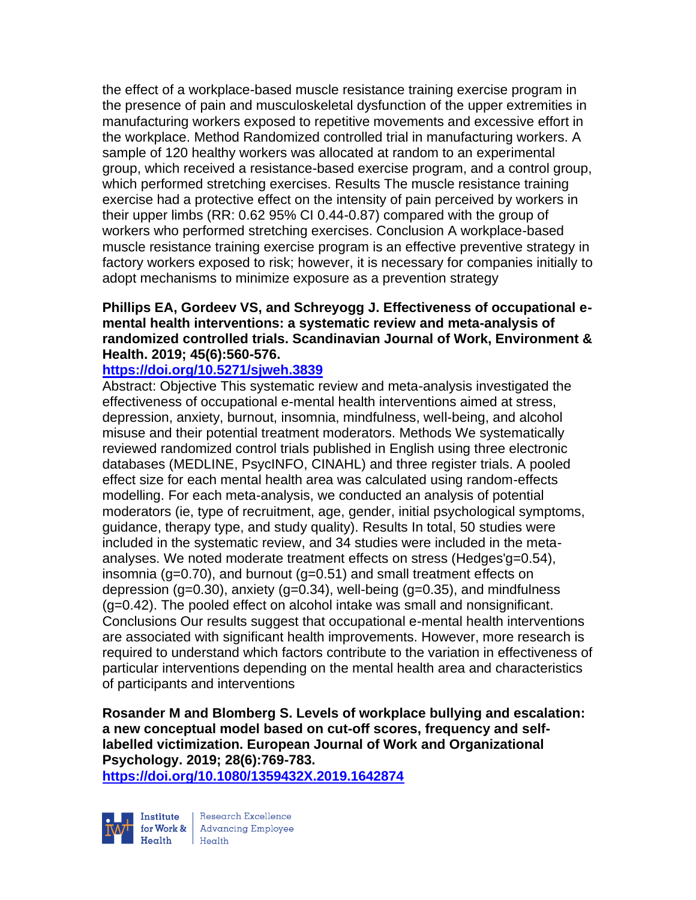the effect of a workplace-based muscle resistance training exercise program in the presence of pain and musculoskeletal dysfunction of the upper extremities in manufacturing workers exposed to repetitive movements and excessive effort in the workplace. Method Randomized controlled trial in manufacturing workers. A sample of 120 healthy workers was allocated at random to an experimental group, which received a resistance-based exercise program, and a control group, which performed stretching exercises. Results The muscle resistance training exercise had a protective effect on the intensity of pain perceived by workers in their upper limbs (RR: 0.62 95% CI 0.44-0.87) compared with the group of workers who performed stretching exercises. Conclusion A workplace-based muscle resistance training exercise program is an effective preventive strategy in factory workers exposed to risk; however, it is necessary for companies initially to adopt mechanisms to minimize exposure as a prevention strategy

**Phillips EA, Gordeev VS, and Schreyogg J. Effectiveness of occupational e-mental health interventions: a systematic review and meta-analysis of randomized controlled trials. Scandinavian Journal of Work, Environment & Health. 2019; 45(6):560-576.**
**https://doi.org/10.5271/sjweh.3839**
Abstract: Objective This systematic review and meta-analysis investigated the effectiveness of occupational e-mental health interventions aimed at stress, depression, anxiety, burnout, insomnia, mindfulness, well-being, and alcohol misuse and their potential treatment moderators. Methods We systematically reviewed randomized control trials published in English using three electronic databases (MEDLINE, PsycINFO, CINAHL) and three register trials. A pooled effect size for each mental health area was calculated using random-effects modelling. For each meta-analysis, we conducted an analysis of potential moderators (ie, type of recruitment, age, gender, initial psychological symptoms, guidance, therapy type, and study quality). Results In total, 50 studies were included in the systematic review, and 34 studies were included in the meta-analyses. We noted moderate treatment effects on stress (Hedges'g=0.54), insomnia (g=0.70), and burnout (g=0.51) and small treatment effects on depression (g=0.30), anxiety (g=0.34), well-being (g=0.35), and mindfulness (g=0.42). The pooled effect on alcohol intake was small and nonsignificant. Conclusions Our results suggest that occupational e-mental health interventions are associated with significant health improvements. However, more research is required to understand which factors contribute to the variation in effectiveness of particular interventions depending on the mental health area and characteristics of participants and interventions

**Rosander M and Blomberg S. Levels of workplace bullying and escalation: a new conceptual model based on cut-off scores, frequency and self-labelled victimization. European Journal of Work and Organizational Psychology. 2019; 28(6):769-783.**
**https://doi.org/10.1080/1359432X.2019.1642874**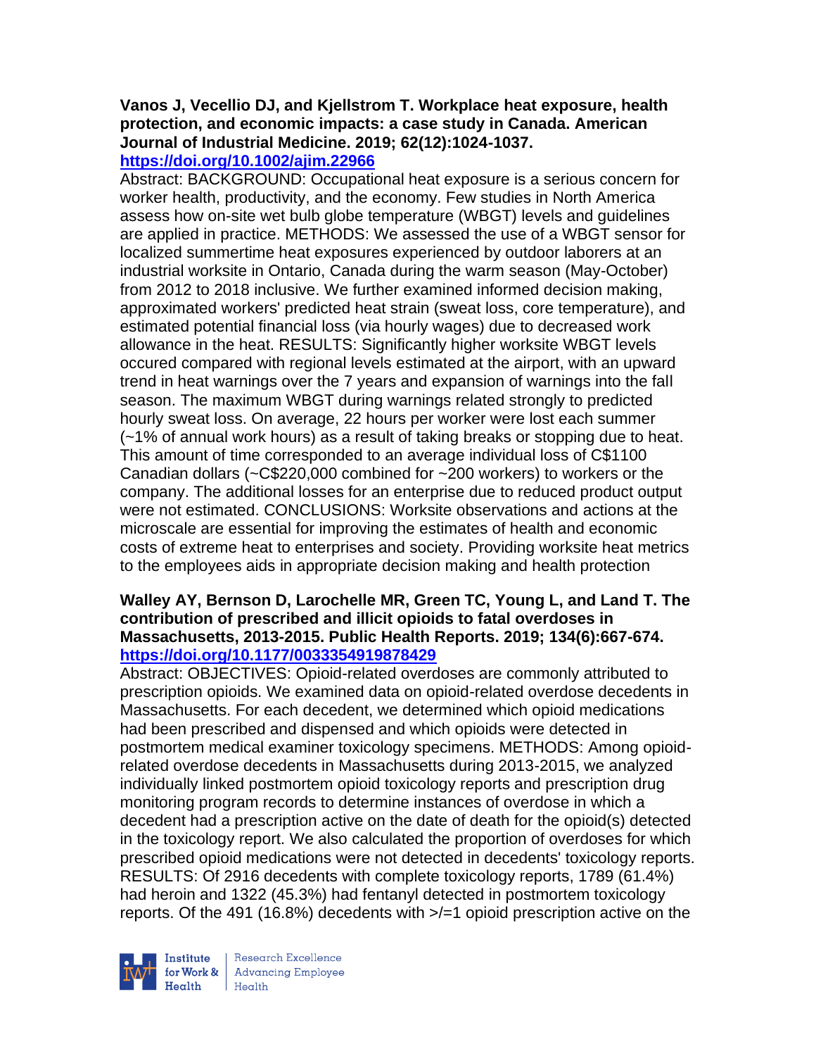**Vanos J, Vecellio DJ, and Kjellstrom T. Workplace heat exposure, health protection, and economic impacts: a case study in Canada. American Journal of Industrial Medicine. 2019; 62(12):1024-1037.**
**https://doi.org/10.1002/ajim.22966**

Abstract: BACKGROUND: Occupational heat exposure is a serious concern for worker health, productivity, and the economy. Few studies in North America assess how on-site wet bulb globe temperature (WBGT) levels and guidelines are applied in practice. METHODS: We assessed the use of a WBGT sensor for localized summertime heat exposures experienced by outdoor laborers at an industrial worksite in Ontario, Canada during the warm season (May-October) from 2012 to 2018 inclusive. We further examined informed decision making, approximated workers' predicted heat strain (sweat loss, core temperature), and estimated potential financial loss (via hourly wages) due to decreased work allowance in the heat. RESULTS: Significantly higher worksite WBGT levels occured compared with regional levels estimated at the airport, with an upward trend in heat warnings over the 7 years and expansion of warnings into the fall season. The maximum WBGT during warnings related strongly to predicted hourly sweat loss. On average, 22 hours per worker were lost each summer (~1% of annual work hours) as a result of taking breaks or stopping due to heat. This amount of time corresponded to an average individual loss of C$1100 Canadian dollars (~C$220,000 combined for ~200 workers) to workers or the company. The additional losses for an enterprise due to reduced product output were not estimated. CONCLUSIONS: Worksite observations and actions at the microscale are essential for improving the estimates of health and economic costs of extreme heat to enterprises and society. Providing worksite heat metrics to the employees aids in appropriate decision making and health protection

**Walley AY, Bernson D, Larochelle MR, Green TC, Young L, and Land T. The contribution of prescribed and illicit opioids to fatal overdoses in Massachusetts, 2013-2015. Public Health Reports. 2019; 134(6):667-674.**
**https://doi.org/10.1177/0033354919878429**

Abstract: OBJECTIVES: Opioid-related overdoses are commonly attributed to prescription opioids. We examined data on opioid-related overdose decedents in Massachusetts. For each decedent, we determined which opioid medications had been prescribed and dispensed and which opioids were detected in postmortem medical examiner toxicology specimens. METHODS: Among opioid-related overdose decedents in Massachusetts during 2013-2015, we analyzed individually linked postmortem opioid toxicology reports and prescription drug monitoring program records to determine instances of overdose in which a decedent had a prescription active on the date of death for the opioid(s) detected in the toxicology report. We also calculated the proportion of overdoses for which prescribed opioid medications were not detected in decedents' toxicology reports. RESULTS: Of 2916 decedents with complete toxicology reports, 1789 (61.4%) had heroin and 1322 (45.3%) had fentanyl detected in postmortem toxicology reports. Of the 491 (16.8%) decedents with >/=1 opioid prescription active on the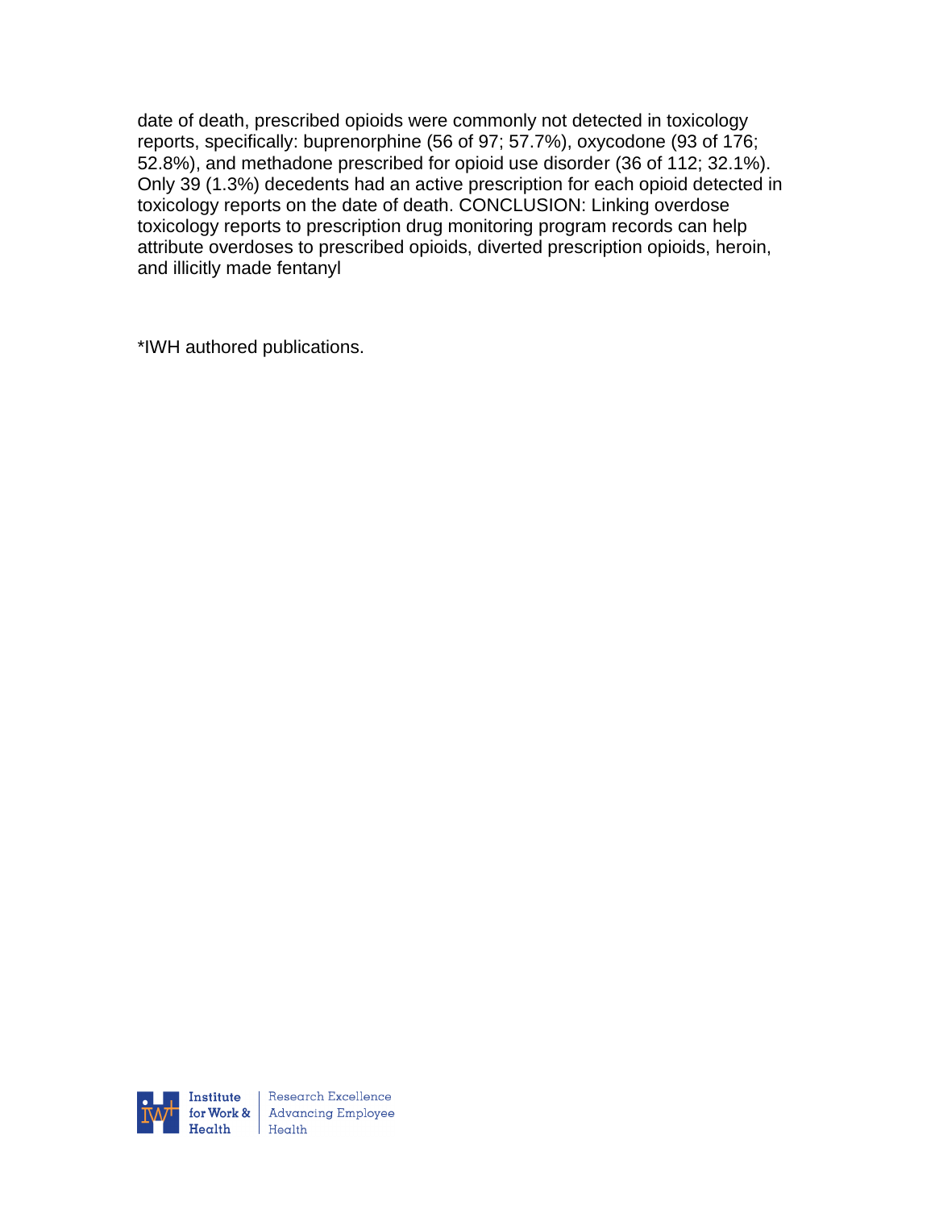date of death, prescribed opioids were commonly not detected in toxicology reports, specifically: buprenorphine (56 of 97; 57.7%), oxycodone (93 of 176; 52.8%), and methadone prescribed for opioid use disorder (36 of 112; 32.1%). Only 39 (1.3%) decedents had an active prescription for each opioid detected in toxicology reports on the date of death. CONCLUSION: Linking overdose toxicology reports to prescription drug monitoring program records can help attribute overdoses to prescribed opioids, diverted prescription opioids, heroin, and illicitly made fentanyl

*IWH authored publications.